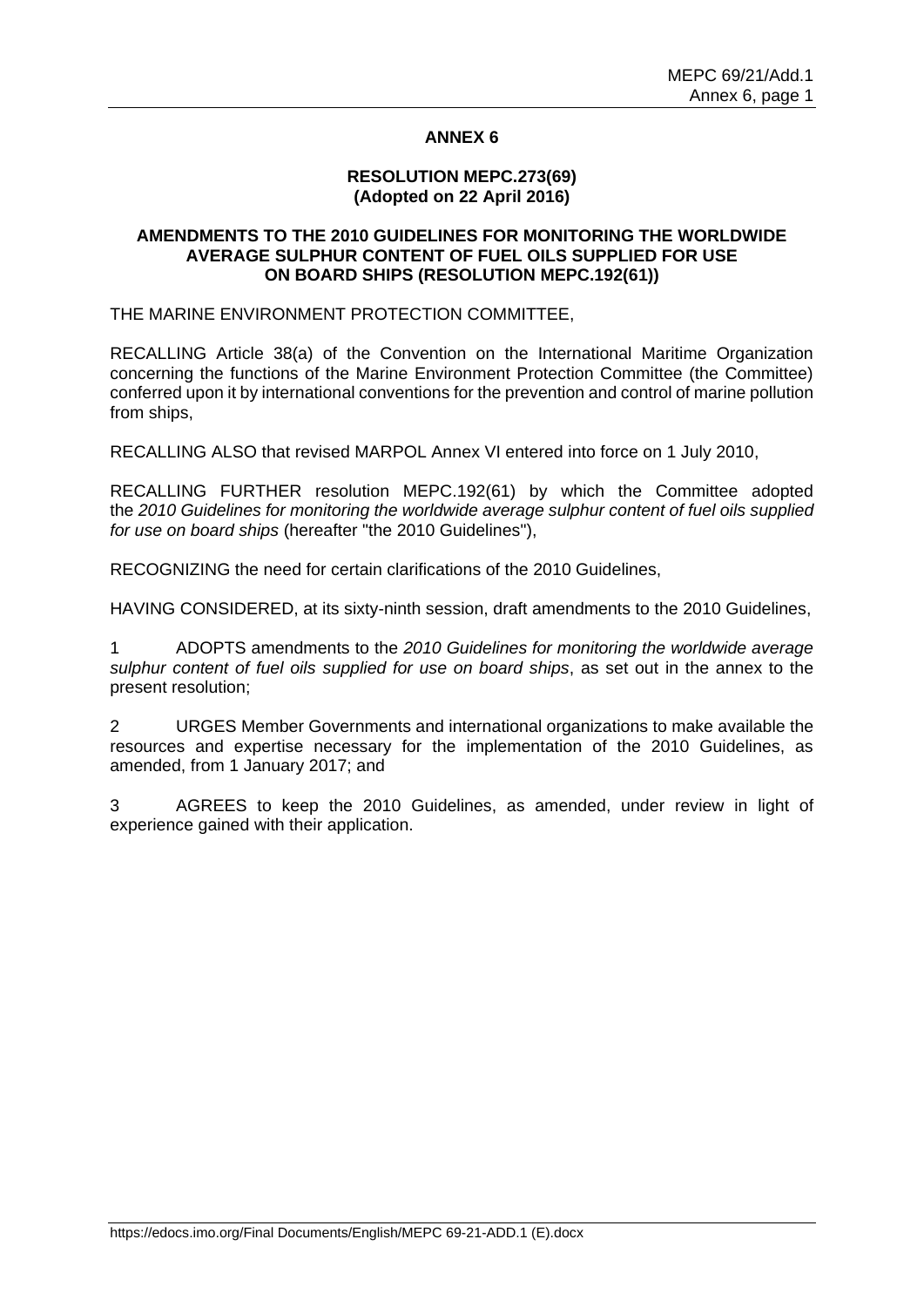# ANNEX 6

## RESOLUTION MEPC.273(69)
**(Adopted on 22 April 2016)**

### AMENDMENTS TO THE 2010 GUIDELINES FOR MONITORING THE WORLDWIDE AVERAGE SULPHUR CONTENT OF FUEL OILS SUPPLIED FOR USE ON BOARD SHIPS (RESOLUTION MEPC.192(61))

THE MARINE ENVIRONMENT PROTECTION COMMITTEE,

RECALLING Article 38(a) of the Convention on the International Maritime Organization concerning the functions of the Marine Environment Protection Committee (the Committee) conferred upon it by international conventions for the prevention and control of marine pollution from ships,

RECALLING ALSO that revised MARPOL Annex VI entered into force on 1 July 2010,

RECALLING FURTHER resolution MEPC.192(61) by which the Committee adopted the *2010 Guidelines for monitoring the worldwide average sulphur content of fuel oils supplied for use on board ships* (hereafter "the 2010 Guidelines"),

RECOGNIZING the need for certain clarifications of the 2010 Guidelines,

HAVING CONSIDERED, at its sixty-ninth session, draft amendments to the 2010 Guidelines,

1 ADOPTS amendments to the *2010 Guidelines for monitoring the worldwide average sulphur content of fuel oils supplied for use on board ships*, as set out in the annex to the present resolution;

2 URGES Member Governments and international organizations to make available the resources and expertise necessary for the implementation of the 2010 Guidelines, as amended, from 1 January 2017; and

3 AGREES to keep the 2010 Guidelines, as amended, under review in light of experience gained with their application.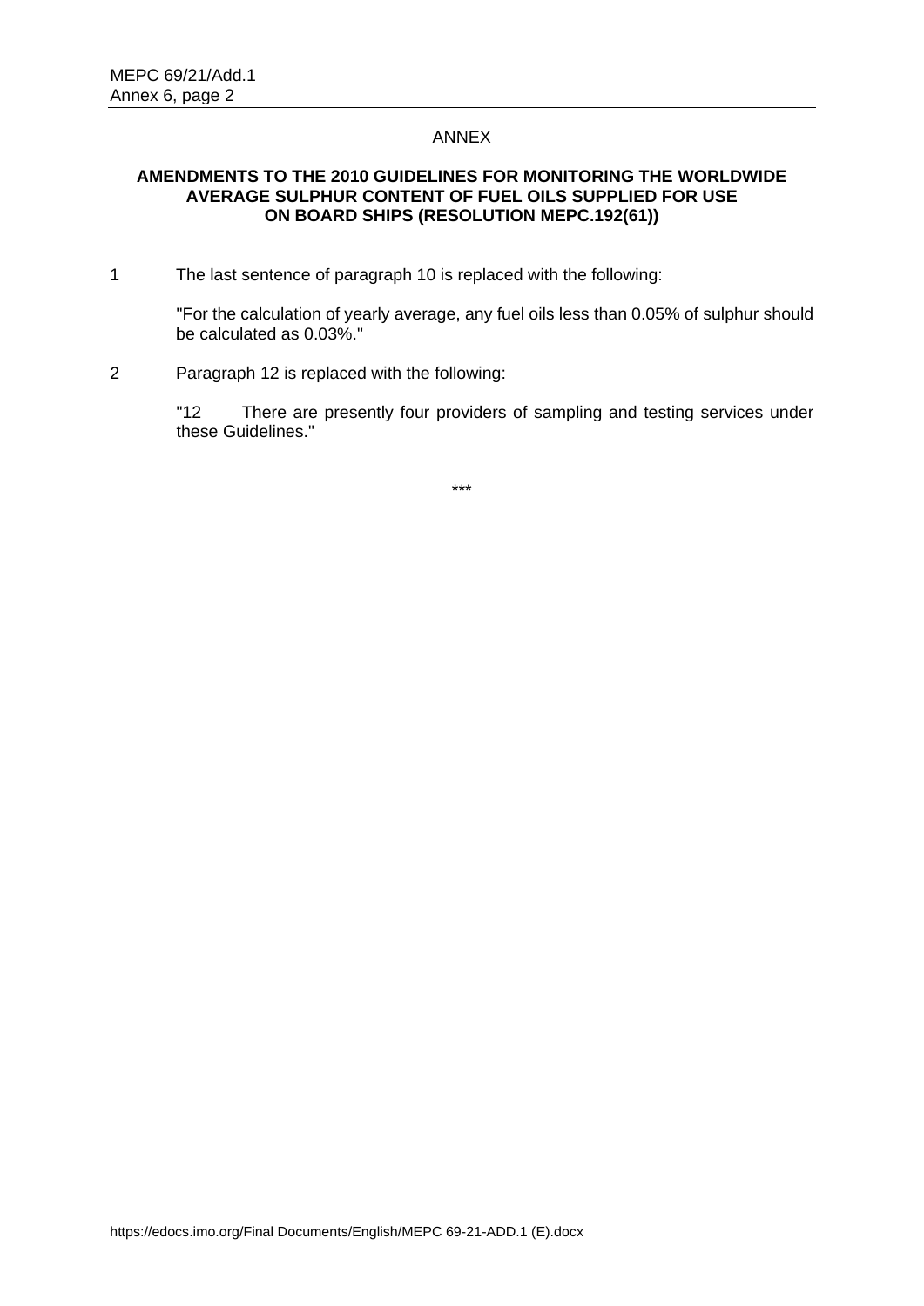ANNEX

**AMENDMENTS TO THE 2010 GUIDELINES FOR MONITORING THE WORLDWIDE AVERAGE SULPHUR CONTENT OF FUEL OILS SUPPLIED FOR USE ON BOARD SHIPS (RESOLUTION MEPC.192(61))**

1 The last sentence of paragraph 10 is replaced with the following:

> "For the calculation of yearly average, any fuel oils less than 0.05% of sulphur should be calculated as 0.03%."

2 Paragraph 12 is replaced with the following:

> "12 There are presently four providers of sampling and testing services under these Guidelines."

\*\*\*